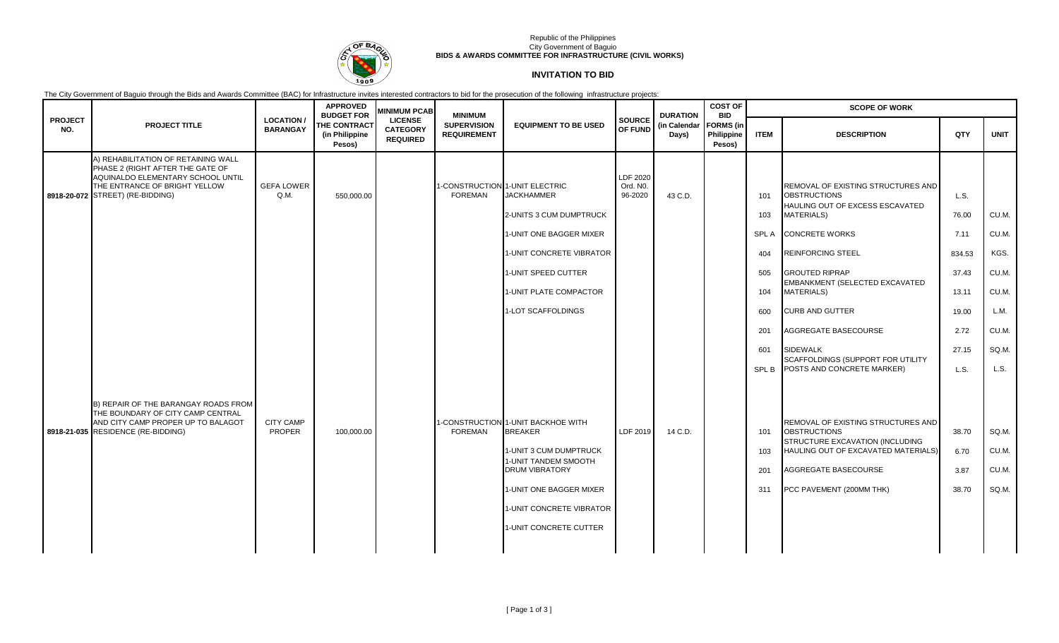Republic of the Philippines
City Government of Baguio
**BIDS & AWARDS COMMITTEE FOR INFRASTRUCTURE (CIVIL WORKS)**

## INVITATION TO BID

The City Government of Baguio through the Bids and Awards Committee (BAC) for Infrastructure invites interested contractors to bid for the prosecution of the following infrastructure projects:

| PROJECT NO. | PROJECT TITLE | LOCATION / BARANGAY | APPROVED BUDGET FOR THE CONTRACT (in Philippine Pesos) | MINIMUM PCAB LICENSE CATEGORY REQUIRED | MINIMUM SUPERVISION REQUIREMENT | EQUIPMENT TO BE USED | SOURCE OF FUND | DURATION (in Calendar Days) | COST OF BID FORMS (in Philippine Pesos) | SCOPE OF WORK | | | |
|---|---|---|---|---|---|---|---|---|---|---|---|---|---|
| | | | | | | | | | | ITEM | DESCRIPTION | QTY | UNIT |
| 8918-20-072 | A) REHABILITATION OF RETAINING WALL PHASE 2 (RIGHT AFTER THE GATE OF AQUINALDO ELEMENTARY SCHOOL UNTIL THE ENTRANCE OF BRIGHT YELLOW STREET) (RE-BIDDING) | GEFA LOWER Q.M. | 550,000.00 | | 1-CONSTRUCTION FOREMAN | 1-UNIT ELECTRIC JACKHAMMER | LDF 2020 Ord. N0. 96-2020 | 43 C.D. | | 101 | REMOVAL OF EXISTING STRUCTURES AND OBSTRUCTIONS | L.S. | |
| | | | | | | 2-UNITS 3 CUM DUMPTRUCK | | | | 103 | HAULING OUT OF EXCESS ESCAVATED MATERIALS) | 76.00 | CU.M. |
| | | | | | | 1-UNIT ONE BAGGER MIXER | | | | SPL A | CONCRETE WORKS | 7.11 | CU.M. |
| | | | | | | 1-UNIT CONCRETE VIBRATOR | | | | 404 | REINFORCING STEEL | 834.53 | KGS. |
| | | | | | | 1-UNIT SPEED CUTTER | | | | 505 | GROUTED RIPRAP | 37.43 | CU.M. |
| | | | | | | 1-UNIT PLATE COMPACTOR | | | | 104 | EMBANKMENT (SELECTED EXCAVATED MATERIALS) | 13.11 | CU.M. |
| | | | | | | 1-LOT SCAFFOLDINGS | | | | 600 | CURB AND GUTTER | 19.00 | L.M. |
| | | | | | | | | | | 201 | AGGREGATE BASECOURSE | 2.72 | CU.M. |
| | | | | | | | | | | 601 | SIDEWALK | 27.15 | SQ.M. |
| | | | | | | | | | | SPL B | SCAFFOLDINGS (SUPPORT FOR UTILITY POSTS AND CONCRETE MARKER) | L.S. | L.S. |
| 8918-21-035 | B) REPAIR OF THE BARANGAY ROADS FROM THE BOUNDARY OF CITY CAMP CENTRAL AND CITY CAMP PROPER UP TO BALAGOT RESIDENCE (RE-BIDDING) | CITY CAMP PROPER | 100,000.00 | | 1-CONSTRUCTION FOREMAN | 1-UNIT BACKHOE WITH BREAKER | LDF 2019 | 14 C.D. | | 101 | REMOVAL OF EXISTING STRUCTURES AND OBSTRUCTIONS | 38.70 | SQ.M. |
| | | | | | | 1-UNIT 3 CUM DUMPTRUCK | | | | 103 | STRUCTURE EXCAVATION (INCLUDING HAULING OUT OF EXCAVATED MATERIALS) | 6.70 | CU.M. |
| | | | | | | 1-UNIT TANDEM SMOOTH DRUM VIBRATORY | | | | 201 | AGGREGATE BASECOURSE | 3.87 | CU.M. |
| | | | | | | 1-UNIT ONE BAGGER MIXER | | | | 311 | PCC PAVEMENT (200MM THK) | 38.70 | SQ.M. |
| | | | | | | 1-UNIT CONCRETE VIBRATOR | | | | | | | |
| | | | | | | 1-UNIT CONCRETE CUTTER | | | | | | | |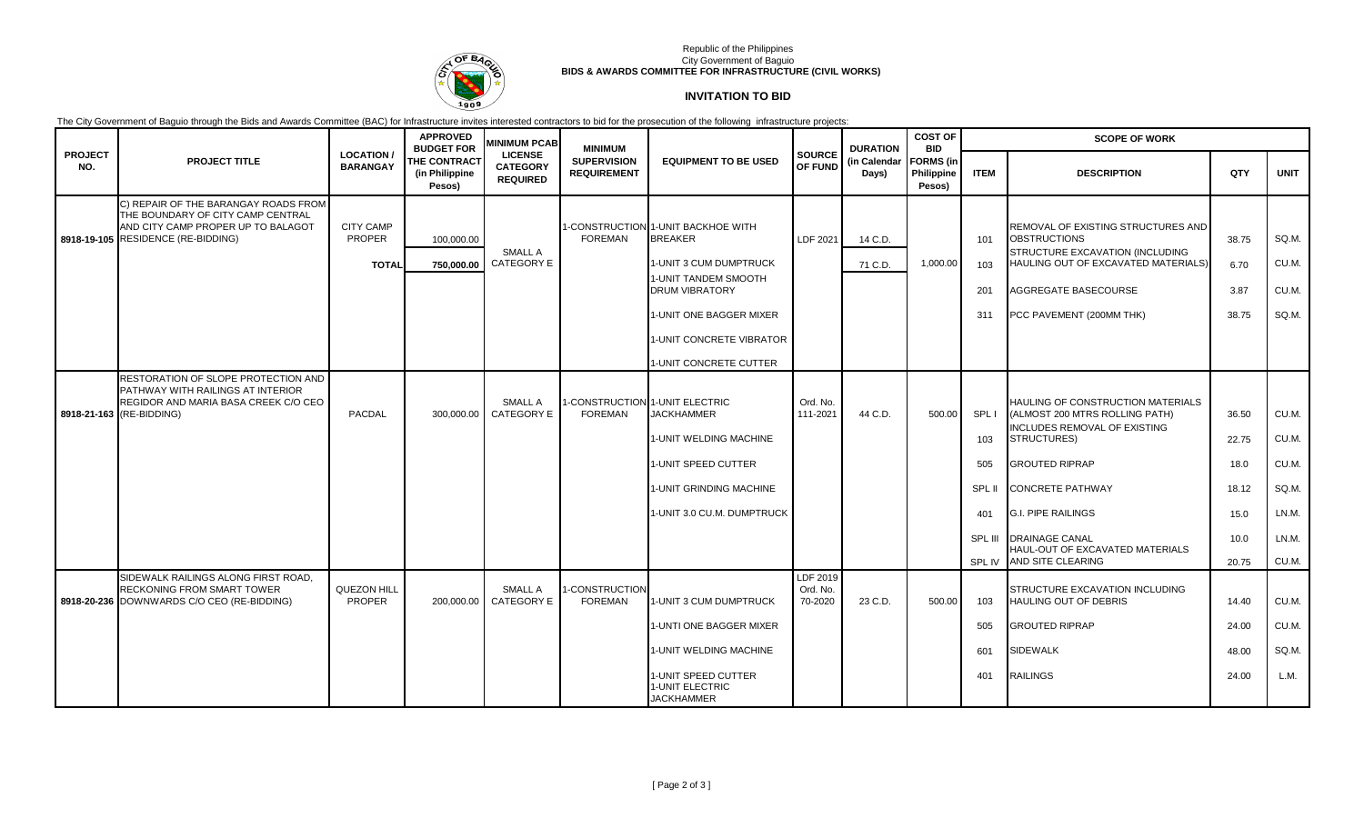Republic of the Philippines
City Government of Baguio
**BIDS & AWARDS COMMITTEE FOR INFRASTRUCTURE (CIVIL WORKS)**

# INVITATION TO BID

The City Government of Baguio through the Bids and Awards Committee (BAC) for Infrastructure invites interested contractors to bid for the prosecution of the following infrastructure projects:

| PROJECT NO. | PROJECT TITLE | LOCATION / BARANGAY | APPROVED BUDGET FOR THE CONTRACT (in Philippine Pesos) | MINIMUM PCAB LICENSE CATEGORY REQUIRED | MINIMUM SUPERVISION REQUIREMENT | EQUIPMENT TO BE USED | SOURCE OF FUND | DURATION (in Calendar Days) | COST OF BID FORMS (in Philippine Pesos) | SCOPE OF WORK | | | |
|---|---|---|---|---|---|---|---|---|---|---|---|---|---|
| | | | | | | | | | | ITEM | DESCRIPTION | QTY | UNIT |
| 8918-19-105 | C) REPAIR OF THE BARANGAY ROADS FROM THE BOUNDARY OF CITY CAMP CENTRAL AND CITY CAMP PROPER UP TO BALAGOT RESIDENCE (RE-BIDDING) | CITY CAMP PROPER | 100,000.00 | SMALL A CATEGORY E | 1-CONSTRUCTION FOREMAN | 1-UNIT BACKHOE WITH BREAKER | LDF 2021 | 14 C.D. | 1,000.00 | 101 | REMOVAL OF EXISTING STRUCTURES AND OBSTRUCTIONS | 38.75 | SQ.M. |
| | | TOTAL | 750,000.00 | | | 1-UNIT 3 CUM DUMPTRUCK | | 71 C.D. | | 103 | STRUCTURE EXCAVATION (INCLUDING HAULING OUT OF EXCAVATED MATERIALS) | 6.70 | CU.M. |
| | | | | | | 1-UNIT TANDEM SMOOTH DRUM VIBRATORY | | | | 201 | AGGREGATE BASECOURSE | 3.87 | CU.M. |
| | | | | | | 1-UNIT ONE BAGGER MIXER | | | | 311 | PCC PAVEMENT (200MM THK) | 38.75 | SQ.M. |
| | | | | | | 1-UNIT CONCRETE VIBRATOR | | | | | | | |
| | | | | | | 1-UNIT CONCRETE CUTTER | | | | | | | |
| 8918-21-163 | RESTORATION OF SLOPE PROTECTION AND PATHWAY WITH RAILINGS AT INTERIOR REGIDOR AND MARIA BASA CREEK C/O CEO (RE-BIDDING) | PACDAL | 300,000.00 | SMALL A CATEGORY E | 1-CONSTRUCTION FOREMAN | 1-UNIT ELECTRIC JACKHAMMER | Ord. No. 111-2021 | 44 C.D. | 500.00 | SPL I | HAULING OF CONSTRUCTION MATERIALS (ALMOST 200 MTRS ROLLING PATH) | 36.50 | CU.M. |
| | | | | | | 1-UNIT WELDING MACHINE | | | | 103 | INCLUDES REMOVAL OF EXISTING STRUCTURES) | 22.75 | CU.M. |
| | | | | | | 1-UNIT SPEED CUTTER | | | | 505 | GROUTED RIPRAP | 18.0 | CU.M. |
| | | | | | | 1-UNIT GRINDING MACHINE | | | | SPL II | CONCRETE PATHWAY | 18.12 | SQ.M. |
| | | | | | | 1-UNIT 3.0 CU.M. DUMPTRUCK | | | | 401 | G.I. PIPE RAILINGS | 15.0 | LN.M. |
| | | | | | | | | | | SPL III | DRAINAGE CANAL | 10.0 | LN.M. |
| | | | | | | | | | | SPL IV | HAUL-OUT OF EXCAVATED MATERIALS AND SITE CLEARING | 20.75 | CU.M. |
| 8918-20-236 | SIDEWALK RAILINGS ALONG FIRST ROAD, RECKONING FROM SMART TOWER DOWNWARDS C/O CEO (RE-BIDDING) | QUEZON HILL PROPER | 200,000.00 | SMALL A CATEGORY E | 1-CONSTRUCTION FOREMAN | 1-UNIT 3 CUM DUMPTRUCK | LDF 2019 Ord. No. 70-2020 | 23 C.D. | 500.00 | 103 | STRUCTURE EXCAVATION INCLUDING HAULING OUT OF DEBRIS | 14.40 | CU.M. |
| | | | | | | 1-UNTI ONE BAGGER MIXER | | | | 505 | GROUTED RIPRAP | 24.00 | CU.M. |
| | | | | | | 1-UNIT WELDING MACHINE | | | | 601 | SIDEWALK | 48.00 | SQ.M. |
| | | | | | | 1-UNIT SPEED CUTTER 1-UNIT ELECTRIC JACKHAMMER | | | | 401 | RAILINGS | 24.00 | L.M. |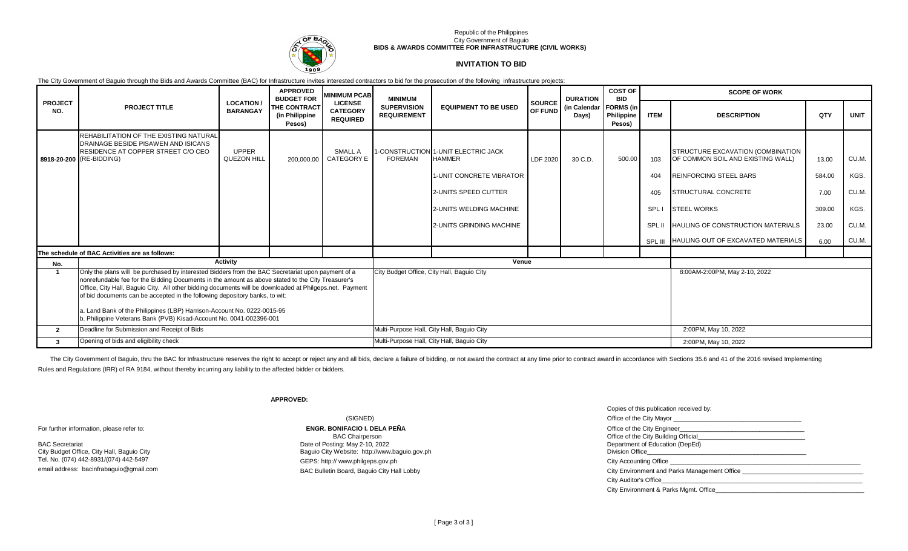Republic of the Philippines
City Government of Baguio
**BIDS & AWARDS COMMITTEE FOR INFRASTRUCTURE (CIVIL WORKS)**

# INVITATION TO BID

The City Government of Baguio through the Bids and Awards Committee (BAC) for Infrastructure invites interested contractors to bid for the prosecution of the following infrastructure projects:

| PROJECT NO. | PROJECT TITLE | LOCATION / BARANGAY | APPROVED BUDGET FOR THE CONTRACT (in Philippine Pesos) | MINIMUM PCAB LICENSE CATEGORY REQUIRED | MINIMUM SUPERVISION REQUIREMENT | EQUIPMENT TO BE USED | SOURCE OF FUND | DURATION (in Calendar Days) | COST OF BID FORMS (in Philippine Pesos) | SCOPE OF WORK | | | |
|---|---|---|---|---|---|---|---|---|---|---|---|---|---|
| | | | | | | | | | | ITEM | DESCRIPTION | QTY | UNIT |
| 8918-20-200 | REHABILITATION OF THE EXISTING NATURAL DRAINAGE BESIDE PISAWEN AND ISICANS RESIDENCE AT COPPER STREET C/O CEO (RE-BIDDING) | UPPER QUEZON HILL | 200,000.00 | SMALL A CATEGORY E | 1-CONSTRUCTION FOREMAN | 1-UNIT ELECTRIC JACK HAMMER | LDF 2020 | 30 C.D. | 500.00 | 103 | STRUCTURE EXCAVATION (COMBINATION OF COMMON SOIL AND EXISTING WALL) | 13.00 | CU.M. |
| | | | | | | 1-UNIT CONCRETE VIBRATOR | | | | 404 | REINFORCING STEEL BARS | 584.00 | KGS. |
| | | | | | | 2-UNITS SPEED CUTTER | | | | 405 | STRUCTURAL CONCRETE | 7.00 | CU.M. |
| | | | | | | 2-UNITS WELDING MACHINE | | | | SPL I | STEEL WORKS | 309.00 | KGS. |
| | | | | | | 2-UNITS GRINDING MACHINE | | | | SPL II | HAULING OF CONSTRUCTION MATERIALS | 23.00 | CU.M. |
| | | | | | | | | | | SPL III | HAULING OUT OF EXCAVATED MATERIALS | 6.00 | CU.M. |

**The schedule of BAC Activities are as follows:**

| No. | Activity | Venue | |
|---|---|---|---|
| 1 | Only the plans will be purchased by interested Bidders from the BAC Secretariat upon payment of a nonrefundable fee for the Bidding Documents in the amount as above stated to the City Treasurer's Office, City Hall, Baguio City. All other bidding documents will be downloaded at Philgeps.net. Payment of bid documents can be accepted in the following depository banks, to wit:<br><br>a. Land Bank of the Philippines (LBP) Harrison-Account No. 0222-0015-95<br>b. Philippine Veterans Bank (PVB) Kisad-Account No. 0041-002396-001 | City Budget Office, City Hall, Baguio City | 8:00AM-2:00PM, May 2-10, 2022 |
| 2 | Deadline for Submission and Receipt of Bids | Multi-Purpose Hall, City Hall, Baguio City | 2:00PM, May 10, 2022 |
| 3 | Opening of bids and eligibility check | Multi-Purpose Hall, City Hall, Baguio City | 2:00PM, May 10, 2022 |

The City Government of Baguio, thru the BAC for Infrastructure reserves the right to accept or reject any and all bids, declare a failure of bidding, or not award the contract at any time prior to contract award in accordance with Sections 35.6 and 41 of the 2016 revised Implementing Rules and Regulations (IRR) of RA 9184, without thereby incurring any liability to the affected bidder or bidders.

**APPROVED:**

(SIGNED)
**ENGR. BONIFACIO I. DELA PEÑA**
BAC Chairperson

Date of Posting: May 2-10, 2022
Baguio City Website: http://www.baguio.gov.ph
GEPS: http:// www.philgeps.gov.ph
BAC Bulletin Board, Baguio City Hall Lobby

For further information, please refer to:

BAC Secretariat
City Budget Office, City Hall, Baguio City
Tel. No. (074) 442-8931/(074) 442-5497
email address: bacinfrabaguio@gmail.com

Copies of this publication received by:

Office of the City Mayor ____________________
Office of the City Engineer____________________
Office of the City Building Official____________________
Department of Education (DepEd) Division Office____________________
City Accounting Office ____________________
City Environment and Parks Management Office ____________________
City Auditor's Office____________________
City Environment & Parks Mgmt. Office____________________